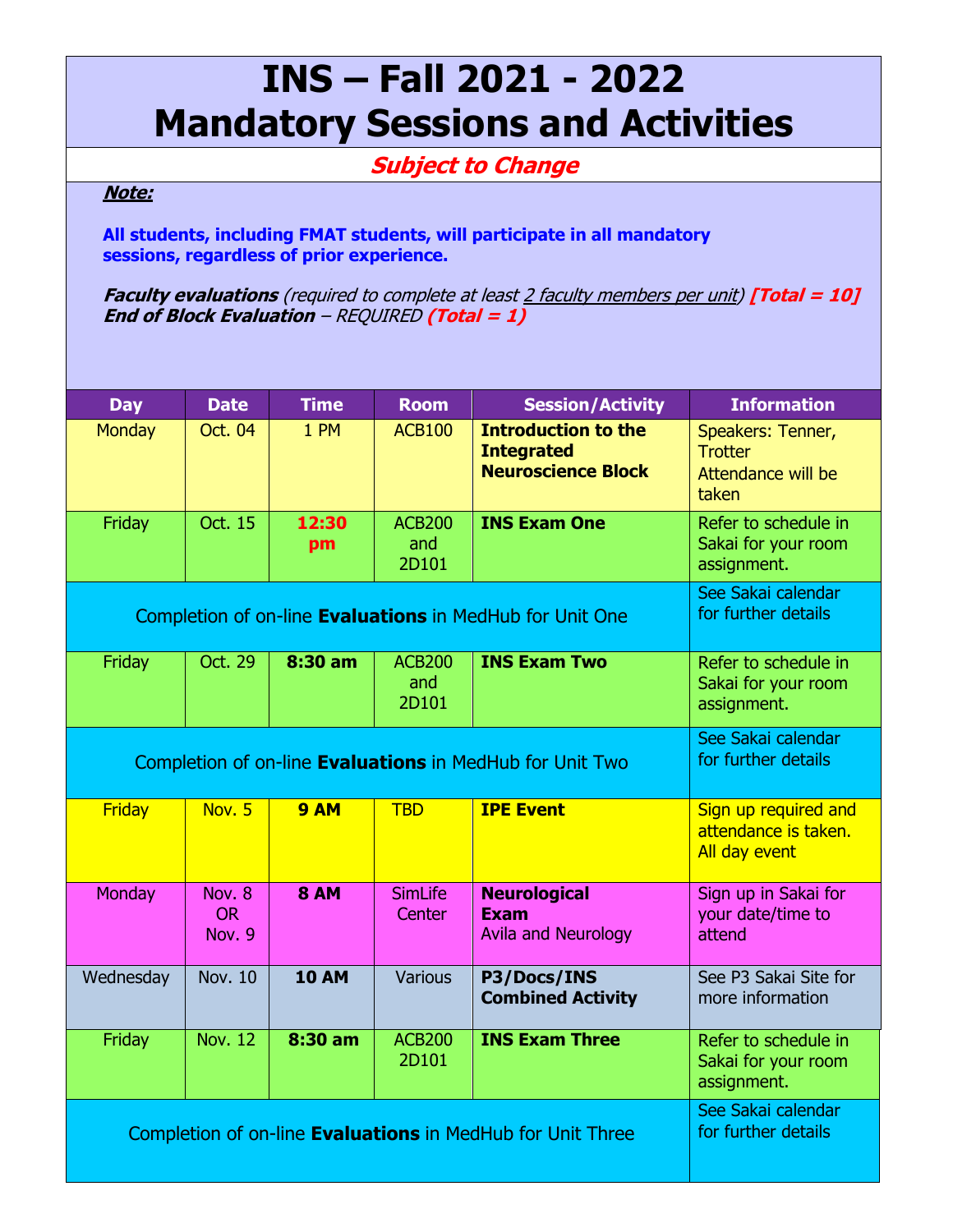# INS – Fall 2021 - 2022
# Mandatory Sessions and Activities

***Subject to Change***

***Note:***

**All students, including FMAT students, will participate in all mandatory sessions, regardless of prior experience.**

***Faculty evaluations*** *(required to complete at least 2 faculty members per unit)* ***[Total = 10]***
***End of Block Evaluation*** *– REQUIRED* ***(Total = 1)***

| Day | Date | Time | Room | Session/Activity | Information |
|---|---|---|---|---|---|
| Monday | Oct. 04 | 1 PM | ACB100 | **Introduction to the Integrated Neuroscience Block** | Speakers: Tenner, Trotter<br>Attendance will be taken |
| Friday | Oct. 15 | **12:30 pm** | ACB200 and 2D101 | **INS Exam One** | Refer to schedule in Sakai for your room assignment. |
| Completion of on-line **Evaluations** in MedHub for Unit One | | | | | See Sakai calendar for further details |
| Friday | Oct. 29 | **8:30 am** | ACB200 and 2D101 | **INS Exam Two** | Refer to schedule in Sakai for your room assignment. |
| Completion of on-line **Evaluations** in MedHub for Unit Two | | | | | See Sakai calendar for further details |
| Friday | Nov. 5 | **9 AM** | TBD | **IPE Event** | Sign up required and attendance is taken. All day event |
| Monday | Nov. 8 OR Nov. 9 | **8 AM** | SimLife Center | **Neurological Exam**<br>Avila and Neurology | Sign up in Sakai for your date/time to attend |
| Wednesday | Nov. 10 | **10 AM** | Various | **P3/Docs/INS Combined Activity** | See P3 Sakai Site for more information |
| Friday | Nov. 12 | **8:30 am** | ACB200 2D101 | **INS Exam Three** | Refer to schedule in Sakai for your room assignment. |
| Completion of on-line **Evaluations** in MedHub for Unit Three | | | | | See Sakai calendar for further details |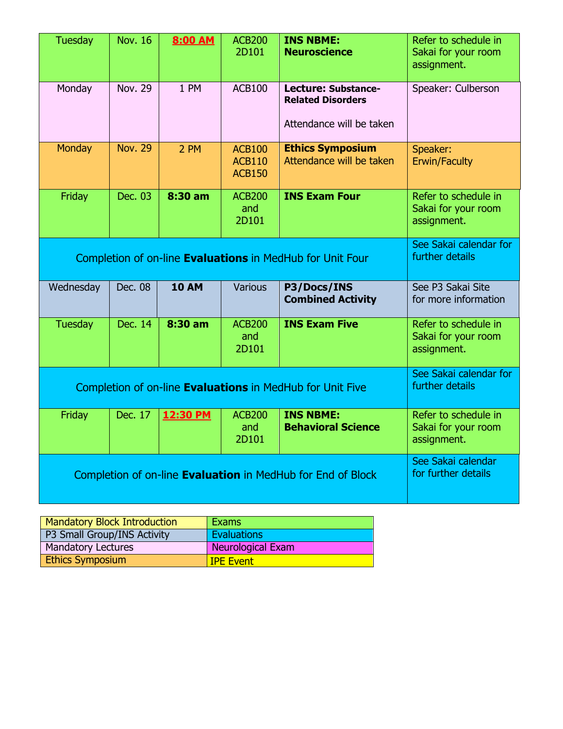| | | | | | |
|---|---|---|---|---|---|
| Tuesday | Nov. 16 | **8:00 AM** | ACB200 2D101 | **INS NBME: Neuroscience** | Refer to schedule in Sakai for your room assignment. |
| Monday | Nov. 29 | 1 PM | ACB100 | **Lecture: Substance-Related Disorders**<br><br>Attendance will be taken | Speaker: Culberson |
| Monday | Nov. 29 | 2 PM | ACB100 ACB110 ACB150 | **Ethics Symposium**<br>Attendance will be taken | Speaker: Erwin/Faculty |
| Friday | Dec. 03 | **8:30 am** | ACB200 and 2D101 | **INS Exam Four** | Refer to schedule in Sakai for your room assignment. |
| Completion of on-line **Evaluations** in MedHub for Unit Four | | | | | See Sakai calendar for further details |
| Wednesday | Dec. 08 | **10 AM** | Various | **P3/Docs/INS Combined Activity** | See P3 Sakai Site for more information |
| Tuesday | Dec. 14 | **8:30 am** | ACB200 and 2D101 | **INS Exam Five** | Refer to schedule in Sakai for your room assignment. |
| Completion of on-line **Evaluations** in MedHub for Unit Five | | | | | See Sakai calendar for further details |
| Friday | Dec. 17 | **12:30 PM** | ACB200 and 2D101 | **INS NBME: Behavioral Science** | Refer to schedule in Sakai for your room assignment. |
| Completion of on-line **Evaluation** in MedHub for End of Block | | | | | See Sakai calendar for further details |

| | |
|---|---|
| Mandatory Block Introduction | Exams |
| P3 Small Group/INS Activity | Evaluations |
| Mandatory Lectures | Neurological Exam |
| Ethics Symposium | IPE Event |